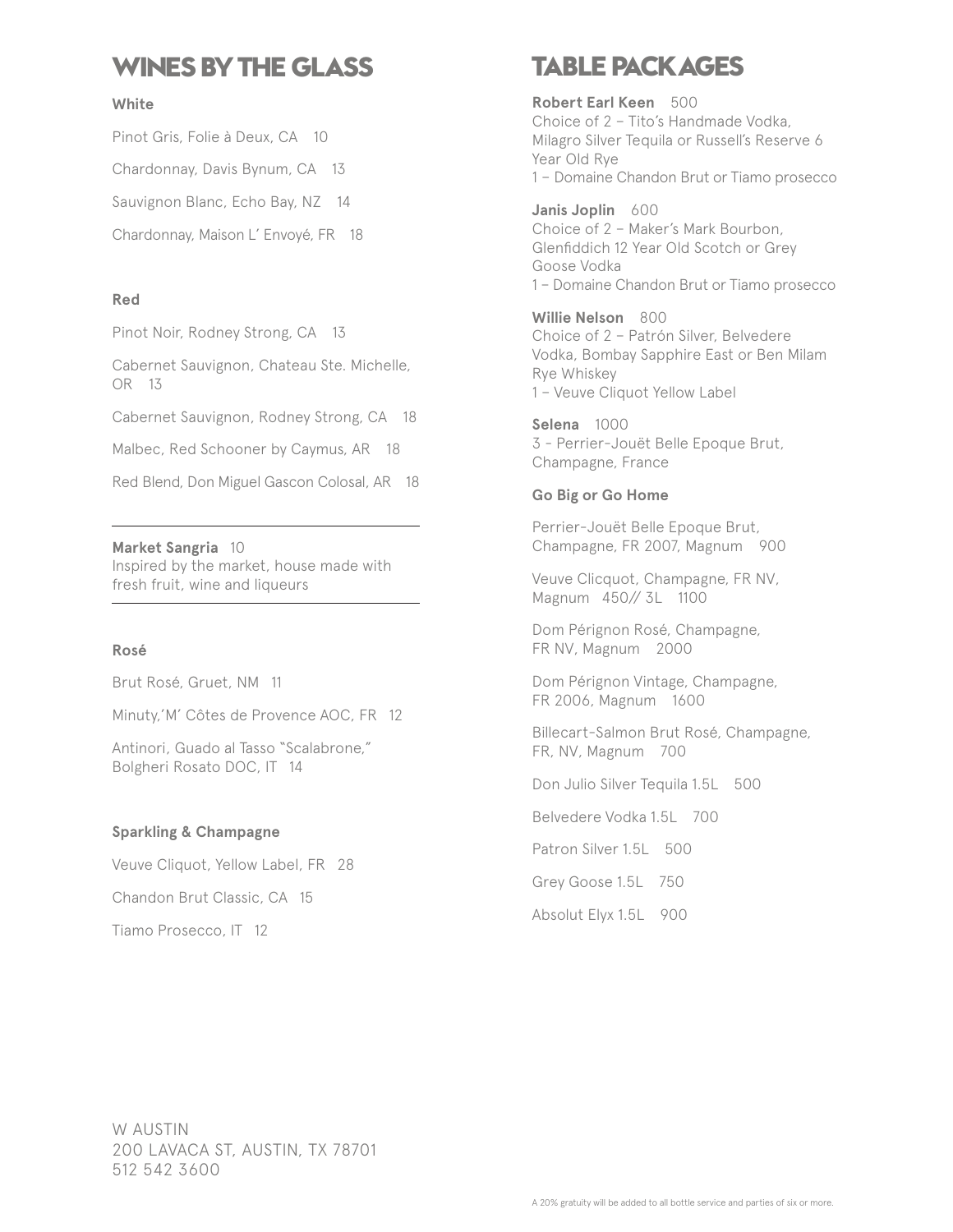# WINES BY THE GLASS

### White

Pinot Gris, Folie à Deux, CA 10

Chardonnay, Davis Bynum, CA 13

Sauvignon Blanc, Echo Bay, NZ 14

Chardonnay, Maison L' Envoyé, FR 18

### Red

Pinot Noir, Rodney Strong, CA 13

Cabernet Sauvignon, Chateau Ste. Michelle, OR 13

Cabernet Sauvignon, Rodney Strong, CA 18

Malbec, Red Schooner by Caymus, AR 18

Red Blend, Don Miguel Gascon Colosal, AR 18

---

**Market Sangria** 10
Inspired by the market, house made with fresh fruit, wine and liqueurs

---

### Rosé

Brut Rosé, Gruet, NM 11

Minuty,'M' Côtes de Provence AOC, FR 12

Antinori, Guado al Tasso "Scalabrone," Bolgheri Rosato DOC, IT 14

### Sparkling & Champagne

Veuve Cliquot, Yellow Label, FR 28

Chandon Brut Classic, CA 15

Tiamo Prosecco, IT 12

# TABLE PACKAGES

**Robert Earl Keen** 500
Choice of 2 – Tito's Handmade Vodka, Milagro Silver Tequila or Russell's Reserve 6 Year Old Rye
1 – Domaine Chandon Brut or Tiamo prosecco

**Janis Joplin** 600
Choice of 2 – Maker's Mark Bourbon, Glenfiddich 12 Year Old Scotch or Grey Goose Vodka
1 – Domaine Chandon Brut or Tiamo prosecco

**Willie Nelson** 800
Choice of 2 – Patrón Silver, Belvedere Vodka, Bombay Sapphire East or Ben Milam Rye Whiskey
1 – Veuve Cliquot Yellow Label

**Selena** 1000
3 - Perrier-Jouët Belle Epoque Brut, Champagne, France

### Go Big or Go Home

Perrier-Jouët Belle Epoque Brut, Champagne, FR 2007, Magnum 900

Veuve Clicquot, Champagne, FR NV, Magnum 450// 3L 1100

Dom Pérignon Rosé, Champagne, FR NV, Magnum 2000

Dom Pérignon Vintage, Champagne, FR 2006, Magnum 1600

Billecart-Salmon Brut Rosé, Champagne, FR, NV, Magnum 700

Don Julio Silver Tequila 1.5L 500

Belvedere Vodka 1.5L 700

Patron Silver 1.5L 500

Grey Goose 1.5L 750

Absolut Elyx 1.5L 900

W AUSTIN
200 LAVACA ST, AUSTIN, TX 78701
512 542 3600

A 20% gratuity will be added to all bottle service and parties of six or more.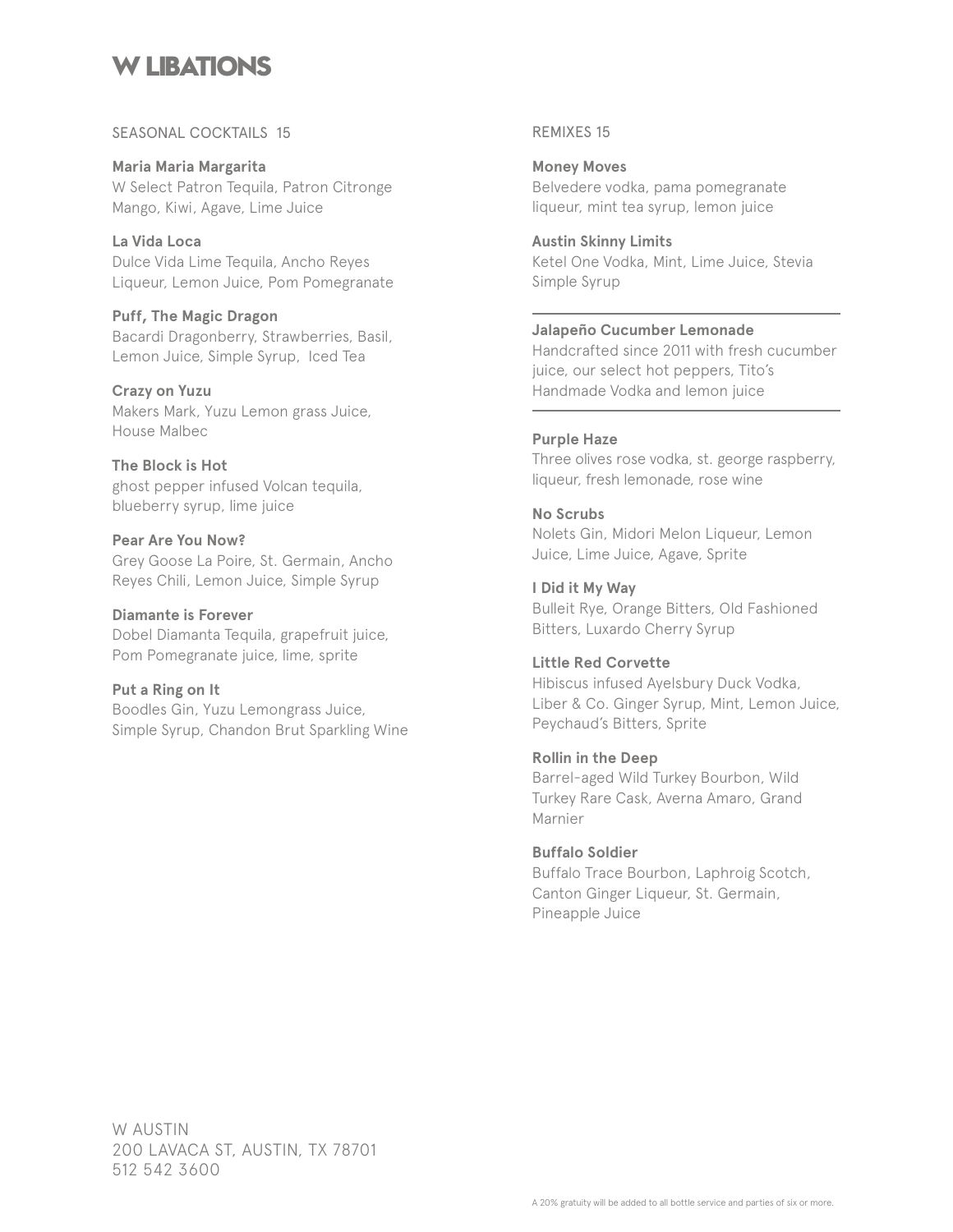# W LIBATIONS

## SEASONAL COCKTAILS 15

**Maria Maria Margarita**
W Select Patron Tequila, Patron Citronge Mango, Kiwi, Agave, Lime Juice

**La Vida Loca**
Dulce Vida Lime Tequila, Ancho Reyes Liqueur, Lemon Juice, Pom Pomegranate

**Puff, The Magic Dragon**
Bacardi Dragonberry, Strawberries, Basil, Lemon Juice, Simple Syrup, Iced Tea

**Crazy on Yuzu**
Makers Mark, Yuzu Lemon grass Juice, House Malbec

**The Block is Hot**
ghost pepper infused Volcan tequila, blueberry syrup, lime juice

**Pear Are You Now?**
Grey Goose La Poire, St. Germain, Ancho Reyes Chili, Lemon Juice, Simple Syrup

**Diamante is Forever**
Dobel Diamanta Tequila, grapefruit juice, Pom Pomegranate juice, lime, sprite

**Put a Ring on It**
Boodles Gin, Yuzu Lemongrass Juice, Simple Syrup, Chandon Brut Sparkling Wine

## REMIXES 15

**Money Moves**
Belvedere vodka, pama pomegranate liqueur, mint tea syrup, lemon juice

**Austin Skinny Limits**
Ketel One Vodka, Mint, Lime Juice, Stevia Simple Syrup

---

**Jalapeño Cucumber Lemonade**
Handcrafted since 2011 with fresh cucumber juice, our select hot peppers, Tito's Handmade Vodka and lemon juice

---

**Purple Haze**
Three olives rose vodka, st. george raspberry, liqueur, fresh lemonade, rose wine

**No Scrubs**
Nolets Gin, Midori Melon Liqueur, Lemon Juice, Lime Juice, Agave, Sprite

**I Did it My Way**
Bulleit Rye, Orange Bitters, Old Fashioned Bitters, Luxardo Cherry Syrup

**Little Red Corvette**
Hibiscus infused Ayelsbury Duck Vodka, Liber & Co. Ginger Syrup, Mint, Lemon Juice, Peychaud's Bitters, Sprite

**Rollin in the Deep**
Barrel-aged Wild Turkey Bourbon, Wild Turkey Rare Cask, Averna Amaro, Grand Marnier

**Buffalo Soldier**
Buffalo Trace Bourbon, Laphroig Scotch, Canton Ginger Liqueur, St. Germain, Pineapple Juice

W AUSTIN
200 LAVACA ST, AUSTIN, TX 78701
512 542 3600

A 20% gratuity will be added to all bottle service and parties of six or more.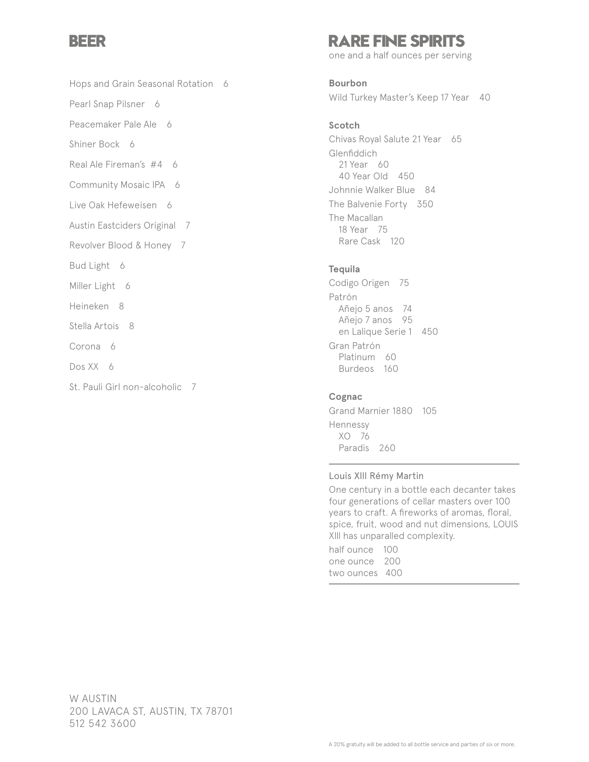# BEER

Hops and Grain Seasonal Rotation 6

Pearl Snap Pilsner 6

Peacemaker Pale Ale 6

Shiner Bock 6

Real Ale Fireman's #4 6

Community Mosaic IPA 6

Live Oak Hefeweisen 6

Austin Eastciders Original 7

Revolver Blood & Honey 7

Bud Light 6

Miller Light 6

Heineken 8

Stella Artois 8

Corona 6

Dos XX 6

St. Pauli Girl non-alcoholic 7

W AUSTIN
200 LAVACA ST, AUSTIN, TX 78701
512 542 3600

# RARE FINE SPIRITS

one and a half ounces per serving

**Bourbon**

Wild Turkey Master's Keep 17 Year 40

**Scotch**

Chivas Royal Salute 21 Year 65

Glenfiddich
- 21 Year 60
- 40 Year Old 450

Johnnie Walker Blue 84

The Balvenie Forty 350

The Macallan
- 18 Year 75
- Rare Cask 120

**Tequila**

Codigo Origen 75

Patrón
- Añejo 5 anos 74
- Añejo 7 anos 95
- en Lalique Serie 1 450

Gran Patrón
- Platinum 60
- Burdeos 160

**Cognac**

Grand Marnier 1880 105

Hennessy
- XO 76
- Paradis 260

---

Louis XIII Rémy Martin

One century in a bottle each decanter takes four generations of cellar masters over 100 years to craft. A fireworks of aromas, floral, spice, fruit, wood and nut dimensions, LOUIS XIII has unparalled complexity.

half ounce 100
one ounce 200
two ounces 400

---

A 20% gratuity will be added to all bottle service and parties of six or more.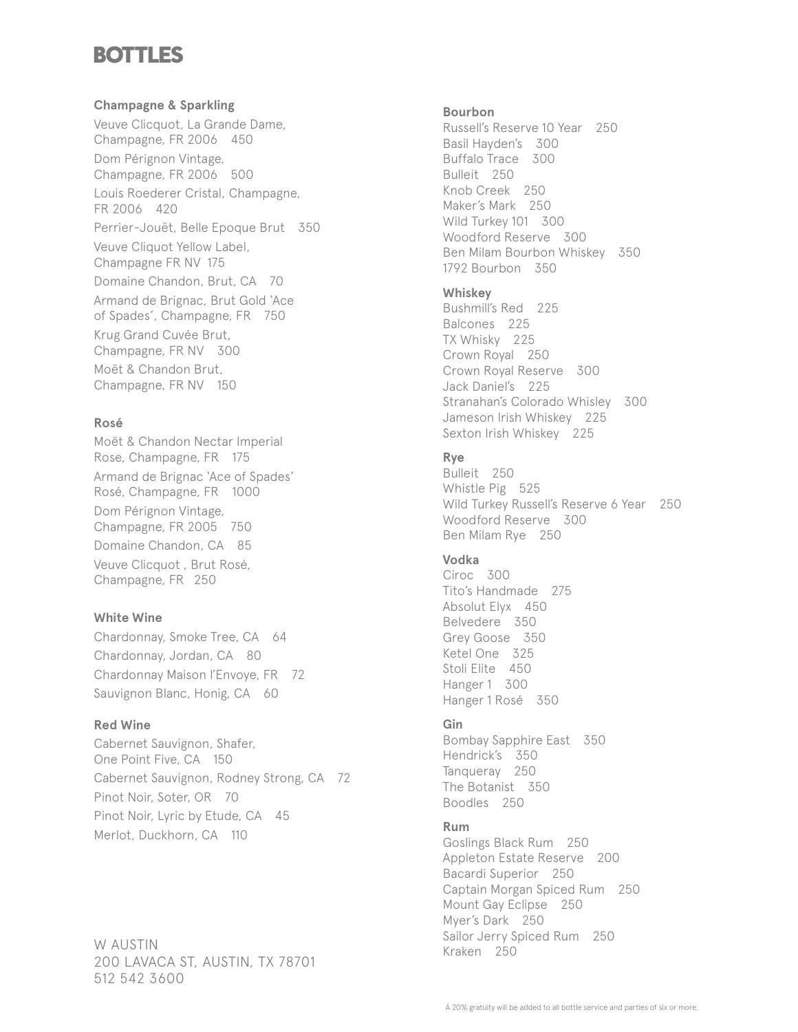# BOTTLES

## Champagne & Sparkling

Veuve Clicquot, La Grande Dame, Champagne, FR 2006 450

Dom Pérignon Vintage, Champagne, FR 2006 500

Louis Roederer Cristal, Champagne, FR 2006 420

Perrier-Jouët, Belle Epoque Brut 350

Veuve Cliquot Yellow Label, Champagne FR NV 175

Domaine Chandon, Brut, CA 70

Armand de Brignac, Brut Gold 'Ace of Spades', Champagne, FR 750

Krug Grand Cuvée Brut, Champagne, FR NV 300

Moët & Chandon Brut, Champagne, FR NV 150

## Rosé

Moët & Chandon Nectar Imperial Rose, Champagne, FR 175

Armand de Brignac 'Ace of Spades' Rosé, Champagne, FR 1000

Dom Pérignon Vintage, Champagne, FR 2005 750

Domaine Chandon, CA 85

Veuve Clicquot , Brut Rosé, Champagne, FR 250

## White Wine

Chardonnay, Smoke Tree, CA 64

Chardonnay, Jordan, CA 80

Chardonnay Maison l'Envoye, FR 72

Sauvignon Blanc, Honig, CA 60

## Red Wine

Cabernet Sauvignon, Shafer, One Point Five, CA 150

Cabernet Sauvignon, Rodney Strong, CA 72

Pinot Noir, Soter, OR 70

Pinot Noir, Lyric by Etude, CA 45

Merlot, Duckhorn, CA 110

## Bourbon

Russell's Reserve 10 Year 250
Basil Hayden's 300
Buffalo Trace 300
Bulleit 250
Knob Creek 250
Maker's Mark 250
Wild Turkey 101 300
Woodford Reserve 300
Ben Milam Bourbon Whiskey 350
1792 Bourbon 350

## Whiskey

Bushmill's Red 225
Balcones 225
TX Whisky 225
Crown Royal 250
Crown Royal Reserve 300
Jack Daniel's 225
Stranahan's Colorado Whisley 300
Jameson Irish Whiskey 225
Sexton Irish Whiskey 225

## Rye

Bulleit 250
Whistle Pig 525
Wild Turkey Russell's Reserve 6 Year 250
Woodford Reserve 300
Ben Milam Rye 250

## Vodka

Ciroc 300
Tito's Handmade 275
Absolut Elyx 450
Belvedere 350
Grey Goose 350
Ketel One 325
Stoli Elite 450
Hanger 1 300
Hanger 1 Rosé 350

## Gin

Bombay Sapphire East 350
Hendrick's 350
Tanqueray 250
The Botanist 350
Boodles 250

## Rum

Goslings Black Rum 250
Appleton Estate Reserve 200
Bacardi Superior 250
Captain Morgan Spiced Rum 250
Mount Gay Eclipse 250
Myer's Dark 250
Sailor Jerry Spiced Rum 250
Kraken 250

W AUSTIN
200 LAVACA ST, AUSTIN, TX 78701
512 542 3600

A 20% gratuity will be added to all bottle service and parties of six or more.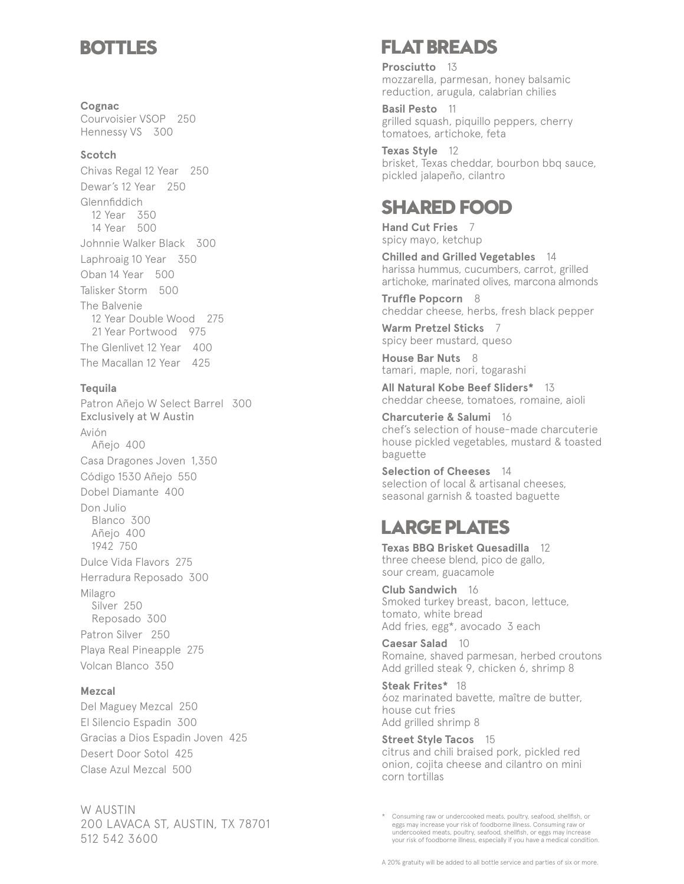# BOTTLES

**Cognac**

Courvoisier VSOP 250
Hennessy VS 300

**Scotch**

Chivas Regal 12 Year 250
Dewar's 12 Year 250
Glennfiddich
 12 Year 350
 14 Year 500
Johnnie Walker Black 300
Laphroaig 10 Year 350
Oban 14 Year 500
Talisker Storm 500
The Balvenie
 12 Year Double Wood 275
 21 Year Portwood 975
The Glenlivet 12 Year 400
The Macallan 12 Year 425

**Tequila**

Patron Añejo W Select Barrel 300
Exclusively at W Austin
Avión
 Añejo 400
Casa Dragones Joven 1,350
Código 1530 Añejo 550
Dobel Diamante 400
Don Julio
 Blanco 300
 Añejo 400
 1942 750
Dulce Vida Flavors 275
Herradura Reposado 300
Milagro
 Silver 250
 Reposado 300
Patron Silver 250
Playa Real Pineapple 275
Volcan Blanco 350

**Mezcal**

Del Maguey Mezcal 250
El Silencio Espadin 300
Gracias a Dios Espadin Joven 425
Desert Door Sotol 425
Clase Azul Mezcal 500

W AUSTIN
200 LAVACA ST, AUSTIN, TX 78701
512 542 3600

# FLAT BREADS

**Prosciutto** 13
mozzarella, parmesan, honey balsamic reduction, arugula, calabrian chilies

**Basil Pesto** 11
grilled squash, piquillo peppers, cherry tomatoes, artichoke, feta

**Texas Style** 12
brisket, Texas cheddar, bourbon bbq sauce, pickled jalapeño, cilantro

# SHARED FOOD

**Hand Cut Fries** 7
spicy mayo, ketchup

**Chilled and Grilled Vegetables** 14
harissa hummus, cucumbers, carrot, grilled artichoke, marinated olives, marcona almonds

**Truffle Popcorn** 8
cheddar cheese, herbs, fresh black pepper

**Warm Pretzel Sticks** 7
spicy beer mustard, queso

**House Bar Nuts** 8
tamari, maple, nori, togarashi

**All Natural Kobe Beef Sliders*** 13
cheddar cheese, tomatoes, romaine, aioli

**Charcuterie & Salumi** 16
chef's selection of house-made charcuterie house pickled vegetables, mustard & toasted baguette

**Selection of Cheeses** 14
selection of local & artisanal cheeses, seasonal garnish & toasted baguette

# LARGE PLATES

**Texas BBQ Brisket Quesadilla** 12
three cheese blend, pico de gallo, sour cream, guacamole

**Club Sandwich** 16
Smoked turkey breast, bacon, lettuce, tomato, white bread
Add fries, egg*, avocado 3 each

**Caesar Salad** 10
Romaine, shaved parmesan, herbed croutons
Add grilled steak 9, chicken 6, shrimp 8

**Steak Frites*** 18
6oz marinated bavette, maître de butter, house cut fries
Add grilled shrimp 8

**Street Style Tacos** 15
citrus and chili braised pork, pickled red onion, cojita cheese and cilantro on mini corn tortillas

\* Consuming raw or undercooked meats, poultry, seafood, shellfish, or eggs may increase your risk of foodborne illness. Consuming raw or undercooked meats, poultry, seafood, shellfish, or eggs may increase your risk of foodborne illness, especially if you have a medical condition.

A 20% gratuity will be added to all bottle service and parties of six or more.